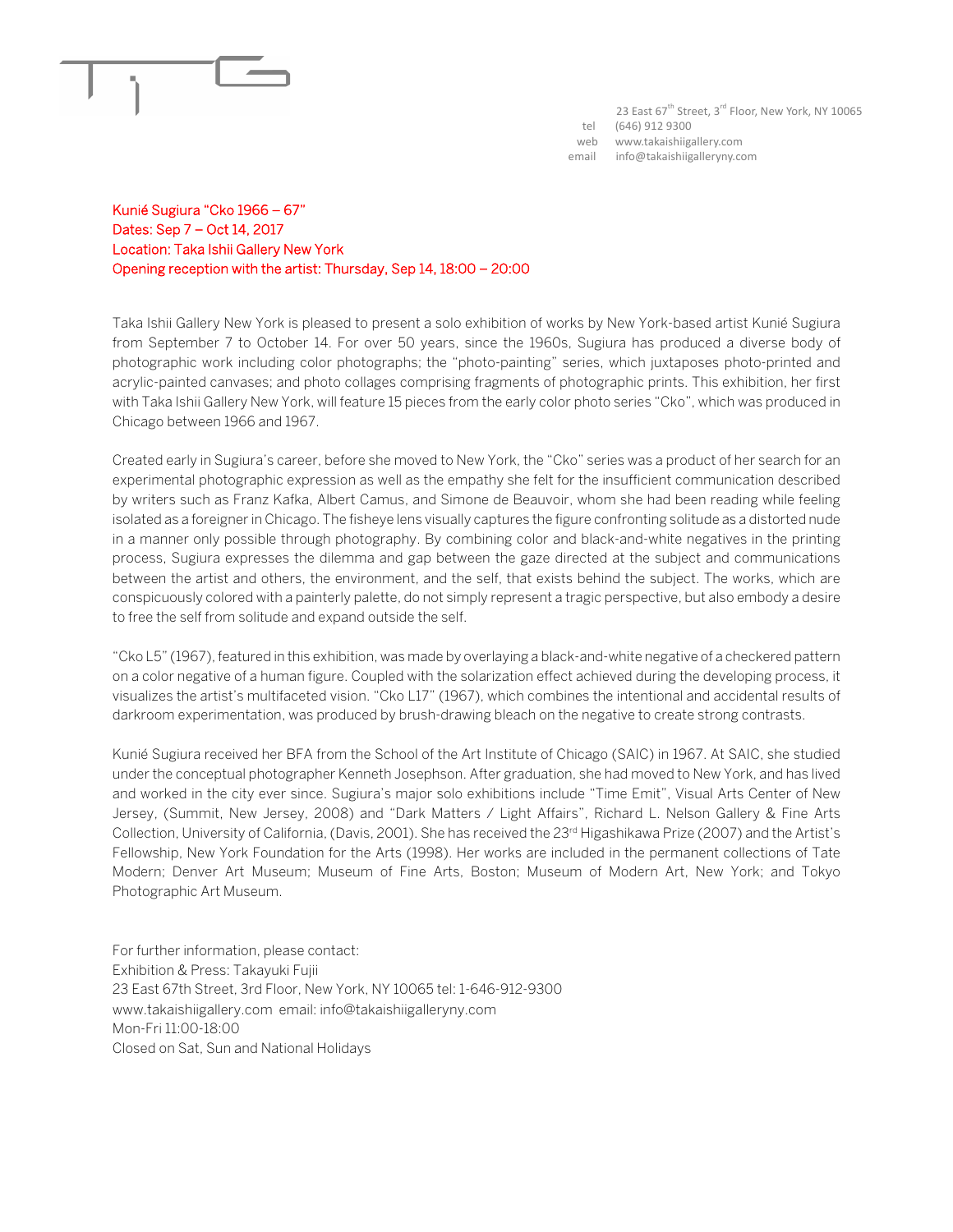23 East 67th Street, 3rd Floor, New York, NY 10065
tel (646) 912 9300
web www.takaishiigallery.com
email info@takaishiigalleryny.com

Kunié Sugiura "Cko 1966 – 67"
Dates: Sep 7 – Oct 14, 2017
Location: Taka Ishii Gallery New York
Opening reception with the artist: Thursday, Sep 14, 18:00 – 20:00

Taka Ishii Gallery New York is pleased to present a solo exhibition of works by New York-based artist Kunié Sugiura from September 7 to October 14. For over 50 years, since the 1960s, Sugiura has produced a diverse body of photographic work including color photographs; the "photo-painting" series, which juxtaposes photo-printed and acrylic-painted canvases; and photo collages comprising fragments of photographic prints. This exhibition, her first with Taka Ishii Gallery New York, will feature 15 pieces from the early color photo series "Cko", which was produced in Chicago between 1966 and 1967.

Created early in Sugiura's career, before she moved to New York, the "Cko" series was a product of her search for an experimental photographic expression as well as the empathy she felt for the insufficient communication described by writers such as Franz Kafka, Albert Camus, and Simone de Beauvoir, whom she had been reading while feeling isolated as a foreigner in Chicago. The fisheye lens visually captures the figure confronting solitude as a distorted nude in a manner only possible through photography. By combining color and black-and-white negatives in the printing process, Sugiura expresses the dilemma and gap between the gaze directed at the subject and communications between the artist and others, the environment, and the self, that exists behind the subject. The works, which are conspicuously colored with a painterly palette, do not simply represent a tragic perspective, but also embody a desire to free the self from solitude and expand outside the self.

"Cko L5" (1967), featured in this exhibition, was made by overlaying a black-and-white negative of a checkered pattern on a color negative of a human figure. Coupled with the solarization effect achieved during the developing process, it visualizes the artist's multifaceted vision. "Cko L17" (1967), which combines the intentional and accidental results of darkroom experimentation, was produced by brush-drawing bleach on the negative to create strong contrasts.

Kunié Sugiura received her BFA from the School of the Art Institute of Chicago (SAIC) in 1967. At SAIC, she studied under the conceptual photographer Kenneth Josephson. After graduation, she had moved to New York, and has lived and worked in the city ever since. Sugiura's major solo exhibitions include "Time Emit", Visual Arts Center of New Jersey, (Summit, New Jersey, 2008) and "Dark Matters / Light Affairs", Richard L. Nelson Gallery & Fine Arts Collection, University of California, (Davis, 2001). She has received the 23rd Higashikawa Prize (2007) and the Artist's Fellowship, New York Foundation for the Arts (1998). Her works are included in the permanent collections of Tate Modern; Denver Art Museum; Museum of Fine Arts, Boston; Museum of Modern Art, New York; and Tokyo Photographic Art Museum.

For further information, please contact:
Exhibition & Press: Takayuki Fujii
23 East 67th Street, 3rd Floor, New York, NY 10065 tel: 1-646-912-9300
www.takaishiigallery.com email: info@takaishiigalleryny.com
Mon-Fri 11:00-18:00
Closed on Sat, Sun and National Holidays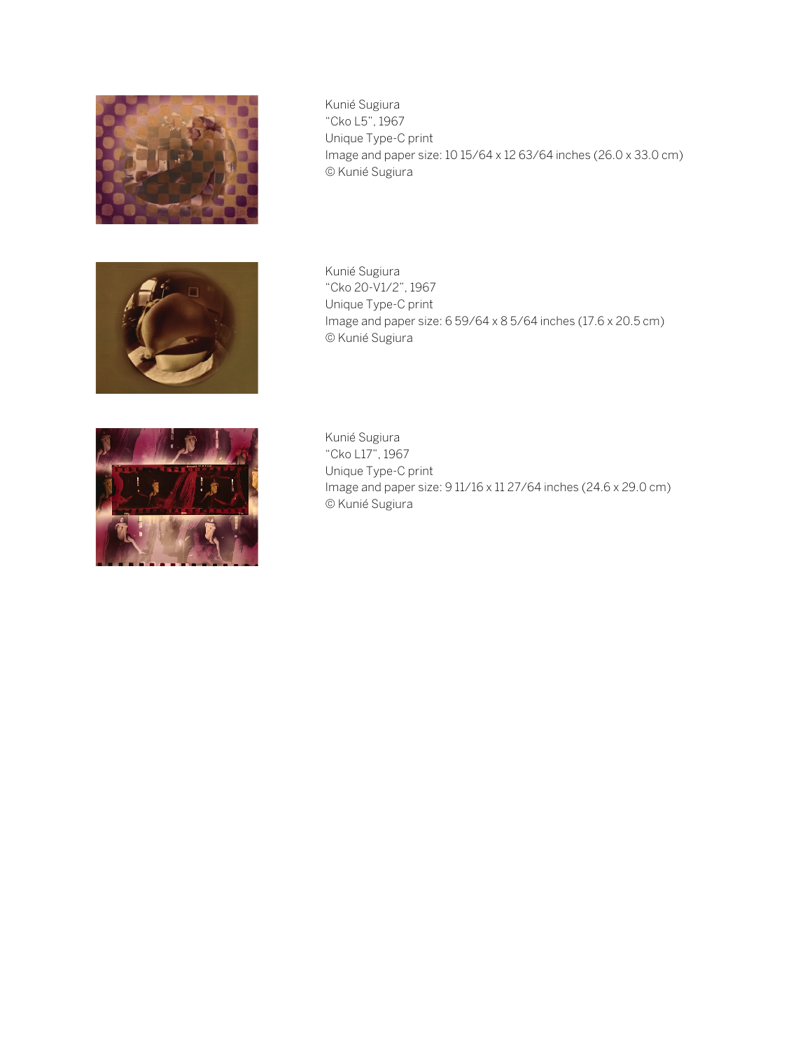Kunié Sugiura
"Cko L5", 1967
Unique Type-C print
Image and paper size: 10 15/64 x 12 63/64 inches (26.0 x 33.0 cm)
© Kunié Sugiura

Kunié Sugiura
"Cko 20-V1/2", 1967
Unique Type-C print
Image and paper size: 6 59/64 x 8 5/64 inches (17.6 x 20.5 cm)
© Kunié Sugiura

Kunié Sugiura
"Cko L17", 1967
Unique Type-C print
Image and paper size: 9 11/16 x 11 27/64 inches (24.6 x 29.0 cm)
© Kunié Sugiura